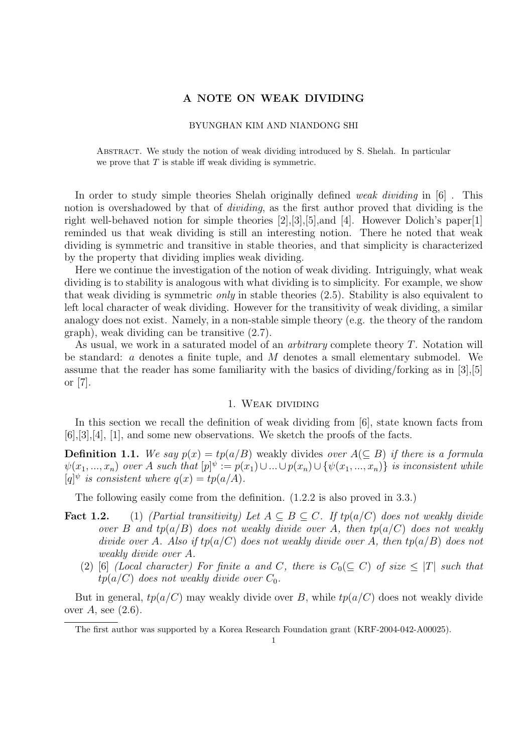# A NOTE ON WEAK DIVIDING

BYUNGHAN KIM AND NIANDONG SHI

Abstract. We study the notion of weak dividing introduced by S. Shelah. In particular we prove that $T$ is stable iff weak dividing is symmetric.

In order to study simple theories Shelah originally defined *weak dividing* in [6] . This notion is overshadowed by that of *dividing*, as the first author proved that dividing is the right well-behaved notion for simple theories [2],[3],[5],and [4]. However Dolich's paper[1] reminded us that weak dividing is still an interesting notion. There he noted that weak dividing is symmetric and transitive in stable theories, and that simplicity is characterized by the property that dividing implies weak dividing.

Here we continue the investigation of the notion of weak dividing. Intriguingly, what weak dividing is to stability is analogous with what dividing is to simplicity. For example, we show that weak dividing is symmetric *only* in stable theories (2.5). Stability is also equivalent to left local character of weak dividing. However for the transitivity of weak dividing, a similar analogy does not exist. Namely, in a non-stable simple theory (e.g. the theory of the random graph), weak dividing can be transitive (2.7).

As usual, we work in a saturated model of an *arbitrary* complete theory $T$. Notation will be standard: $a$ denotes a finite tuple, and $M$ denotes a small elementary submodel. We assume that the reader has some familiarity with the basics of dividing/forking as in [3],[5] or [7].

## 1. Weak dividing

In this section we recall the definition of weak dividing from [6], state known facts from [6],[3],[4], [1], and some new observations. We sketch the proofs of the facts.

**Definition 1.1.** *We say $p(x) = tp(a/B)$* weakly divides *over $A(\subseteq B)$ if there is a formula $\psi(x_1, ..., x_n)$ over $A$ such that $[p]^\psi := p(x_1) \cup ... \cup p(x_n) \cup \{\psi(x_1, ..., x_n)\}$ is inconsistent while $[q]^\psi$ is consistent where $q(x) = tp(a/A)$.*

The following easily come from the definition. (1.2.2 is also proved in 3.3.)

**Fact 1.2.**

1. *(Partial transitivity) Let $A \subseteq B \subseteq C$. If $tp(a/C)$ does not weakly divide over $B$ and $tp(a/B)$ does not weakly divide over $A$, then $tp(a/C)$ does not weakly divide over $A$. Also if $tp(a/C)$ does not weakly divide over $A$, then $tp(a/B)$ does not weakly divide over $A$.*
2. [6] *(Local character) For finite $a$ and $C$, there is $C_0(\subseteq C)$ of size $\leq |T|$ such that $tp(a/C)$ does not weakly divide over $C_0$.*

But in general, $tp(a/C)$ may weakly divide over $B$, while $tp(a/C)$ does not weakly divide over $A$, see (2.6).

---

The first author was supported by a Korea Research Foundation grant (KRF-2004-042-A00025).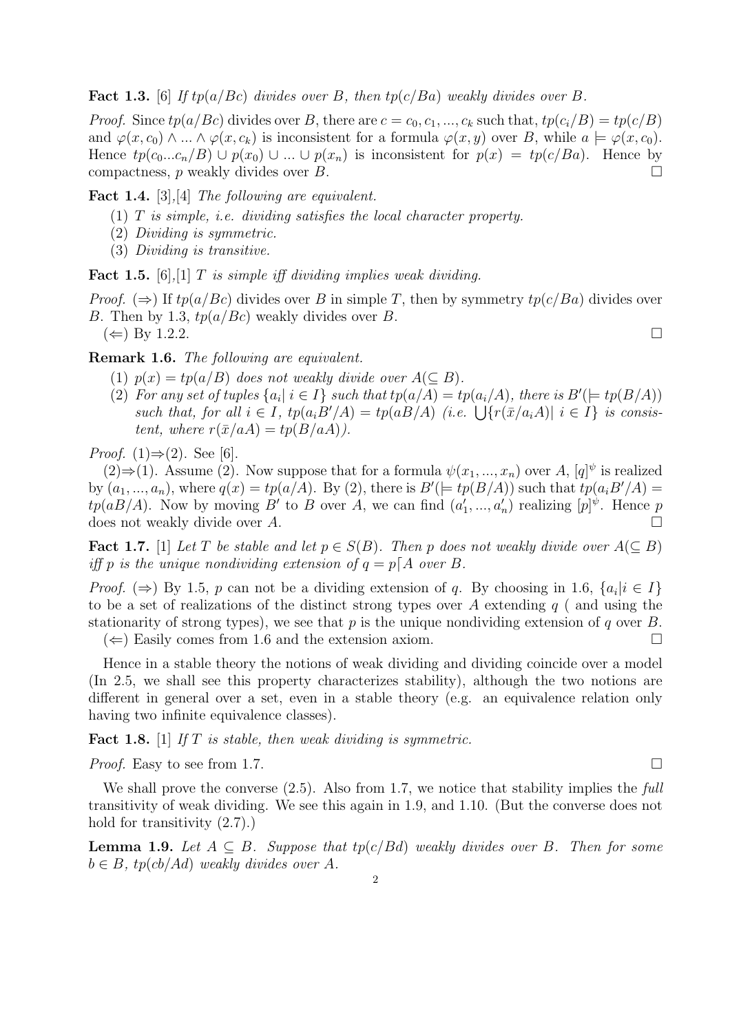**Fact 1.3.** [6] *If $tp(a/Bc)$ divides over $B$, then $tp(c/Ba)$ weakly divides over $B$.*

*Proof.* Since $tp(a/Bc)$ divides over $B$, there are $c = c_0, c_1, ..., c_k$ such that, $tp(c_i/B) = tp(c/B)$ and $\varphi(x, c_0) \wedge ... \wedge \varphi(x, c_k)$ is inconsistent for a formula $\varphi(x, y)$ over $B$, while $a \models \varphi(x, c_0)$. Hence $tp(c_0...c_n/B) \cup p(x_0) \cup ... \cup p(x_n)$ is inconsistent for $p(x) = tp(c/Ba)$. Hence by compactness, $p$ weakly divides over $B$. $\square$

**Fact 1.4.** [3],[4] *The following are equivalent.*

(1) *$T$ is simple, i.e. dividing satisfies the local character property.*
(2) *Dividing is symmetric.*
(3) *Dividing is transitive.*

**Fact 1.5.** [6],[1] *$T$ is simple iff dividing implies weak dividing.*

*Proof.* ($\Rightarrow$) If $tp(a/Bc)$ divides over $B$ in simple $T$, then by symmetry $tp(c/Ba)$ divides over $B$. Then by 1.3, $tp(a/Bc)$ weakly divides over $B$.
($\Leftarrow$) By 1.2.2. $\square$

**Remark 1.6.** *The following are equivalent.*

(1) *$p(x) = tp(a/B)$ does not weakly divide over $A (\subseteq B)$.*
(2) *For any set of tuples $\{a_i |\ i \in I\}$ such that $tp(a/A) = tp(a_i/A)$, there is $B' (\models tp(B/A))$ such that, for all $i \in I$, $tp(a_iB'/A) = tp(aB/A)$ (i.e. $\bigcup\{r(\bar{x}/a_iA)|\ i \in I\}$ is consistent, where $r(\bar{x}/aA) = tp(B/aA)$).*

*Proof.* (1)$\Rightarrow$(2). See [6].
(2)$\Rightarrow$(1). Assume (2). Now suppose that for a formula $\psi(x_1, ..., x_n)$ over $A$, $[q]^\psi$ is realized by $(a_1, ..., a_n)$, where $q(x) = tp(a/A)$. By (2), there is $B' (\models tp(B/A))$ such that $tp(a_iB'/A) = tp(aB/A)$. Now by moving $B'$ to $B$ over $A$, we can find $(a'_1, ..., a'_n)$ realizing $[p]^\psi$. Hence $p$ does not weakly divide over $A$. $\square$

**Fact 1.7.** [1] *Let $T$ be stable and let $p \in S(B)$. Then $p$ does not weakly divide over $A (\subseteq B)$ iff $p$ is the unique nondividing extension of $q = p\lceil A$ over $B$.*

*Proof.* ($\Rightarrow$) By 1.5, $p$ can not be a dividing extension of $q$. By choosing in 1.6, $\{a_i | i \in I\}$ to be a set of realizations of the distinct strong types over $A$ extending $q$ ( and using the stationarity of strong types), we see that $p$ is the unique nondividing extension of $q$ over $B$.
($\Leftarrow$) Easily comes from 1.6 and the extension axiom. $\square$

Hence in a stable theory the notions of weak dividing and dividing coincide over a model (In 2.5, we shall see this property characterizes stability), although the two notions are different in general over a set, even in a stable theory (e.g. an equivalence relation only having two infinite equivalence classes).

**Fact 1.8.** [1] *If $T$ is stable, then weak dividing is symmetric.*

*Proof.* Easy to see from 1.7. $\square$

We shall prove the converse (2.5). Also from 1.7, we notice that stability implies the *full* transitivity of weak dividing. We see this again in 1.9, and 1.10. (But the converse does not hold for transitivity (2.7).)

**Lemma 1.9.** *Let $A \subseteq B$. Suppose that $tp(c/Bd)$ weakly divides over $B$. Then for some $b \in B$, $tp(cb/Ad)$ weakly divides over $A$.*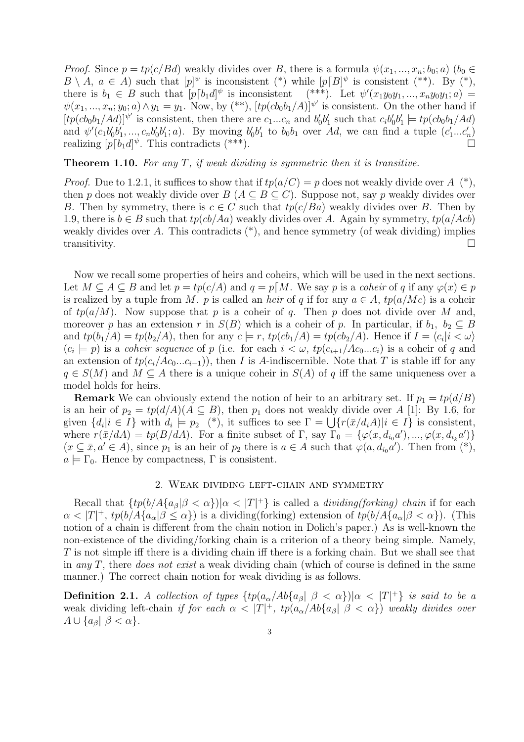*Proof.* Since $p = tp(c/Bd)$ weakly divides over $B$, there is a formula $\psi(x_1, ..., x_n; b_0; a)$ ($b_0 \in B \setminus A$, $a \in A$) such that $[p]^\psi$ is inconsistent (\*) while $[p\lceil B]^\psi$ is consistent (\*\*). By (\*), there is $b_1 \in B$ such that $[p\lceil b_1 d]^\psi$ is inconsistent (\*\*\*). Let $\psi'(x_1y_0y_1, ..., x_ny_0y_1; a) = \psi(x_1, ..., x_n; y_0; a) \wedge y_1 = y_1$. Now, by (\*\*), $[tp(cb_0b_1/A)]^{\psi'}$ is consistent. On the other hand if $[tp(cb_0b_1/Ad)]^{\psi'}$ is consistent, then there are $c_1...c_n$ and $b_0'b_1'$ such that $c_ib_0'b_1' \models tp(cb_0b_1/Ad)$ and $\psi'(c_1b_0'b_1', ..., c_nb_0'b_1'; a)$. By moving $b_0'b_1'$ to $b_0b_1$ over $Ad$, we can find a tuple $(c_1'...c_n')$ realizing $[p\lceil b_1 d]^\psi$. This contradicts (\*\*\*). $\square$

**Theorem 1.10.** *For any $T$, if weak dividing is symmetric then it is transitive.*

*Proof.* Due to 1.2.1, it suffices to show that if $tp(a/C) = p$ does not weakly divide over $A$ (\*), then $p$ does not weakly divide over $B$ ($A \subseteq B \subseteq C$). Suppose not, say $p$ weakly divides over $B$. Then by symmetry, there is $c \in C$ such that $tp(c/Ba)$ weakly divides over $B$. Then by 1.9, there is $b \in B$ such that $tp(cb/Aa)$ weakly divides over $A$. Again by symmetry, $tp(a/Acb)$ weakly divides over $A$. This contradicts (\*), and hence symmetry (of weak dividing) implies transitivity. $\square$

Now we recall some properties of heirs and coheirs, which will be used in the next sections. Let $M \subseteq A \subseteq B$ and let $p = tp(c/A)$ and $q = p\lceil M$. We say $p$ is a *coheir* of $q$ if any $\varphi(x) \in p$ is realized by a tuple from $M$. $p$ is called an *heir* of $q$ if for any $a \in A$, $tp(a/Mc)$ is a coheir of $tp(a/M)$. Now suppose that $p$ is a coheir of $q$. Then $p$ does not divide over $M$ and, moreover $p$ has an extension $r$ in $S(B)$ which is a coheir of $p$. In particular, if $b_1, b_2 \subseteq B$ and $tp(b_1/A) = tp(b_2/A)$, then for any $c \models r$, $tp(cb_1/A) = tp(cb_2/A)$. Hence if $I = \langle c_i | i < \omega \rangle$ ($c_i \models p$) is a *coheir sequence* of $p$ (i.e. for each $i < \omega$, $tp(c_{i+1}/Ac_0...c_i)$ is a coheir of $q$ and an extension of $tp(c_i/Ac_0...c_{i-1})$), then $I$ is $A$-indiscernible. Note that $T$ is stable iff for any $q \in S(M)$ and $M \subseteq A$ there is a unique coheir in $S(A)$ of $q$ iff the same uniqueness over a model holds for heirs.

**Remark** We can obviously extend the notion of heir to an arbitrary set. If $p_1 = tp(d/B)$ is an heir of $p_2 = tp(d/A)(A \subseteq B)$, then $p_1$ does not weakly divide over $A$ [1]: By 1.6, for given $\{d_i | i \in I\}$ with $d_i \models p_2$ (\*), it suffices to see $\Gamma = \bigcup\{r(\bar{x}/d_iA) | i \in I\}$ is consistent, where $r(\bar{x}/dA) = tp(B/dA)$. For a finite subset of $\Gamma$, say $\Gamma_0 = \{\varphi(x, d_{i_0}a'), ..., \varphi(x, d_{i_k}a')\}$ ($x \subseteq \bar{x}, a' \in A$), since $p_1$ is an heir of $p_2$ there is $a \in A$ such that $\varphi(a, d_{i_0}a')$. Then from (\*), $a \models \Gamma_0$. Hence by compactness, $\Gamma$ is consistent.

## 2. Weak dividing left-chain and symmetry

Recall that $\{tp(b/A\{a_\beta | \beta < \alpha\}) | \alpha < |T|^+\}$ is called a *dividing(forking) chain* if for each $\alpha < |T|^+$, $tp(b/A\{a_\beta | \beta \leq \alpha\})$ is a dividing(forking) extension of $tp(b/A\{a_\alpha | \beta < \alpha\})$. (This notion of a chain is different from the chain notion in Dolich's paper.) As is well-known the non-existence of the dividing/forking chain is a criterion of a theory being simple. Namely, $T$ is not simple iff there is a dividing chain iff there is a forking chain. But we shall see that in *any* $T$, there *does not exist* a weak dividing chain (which of course is defined in the same manner.) The correct chain notion for weak dividing is as follows.

**Definition 2.1.** *A collection of types $\{tp(a_\alpha/Ab\{a_\beta | \ \beta < \alpha\}) | \alpha < |T|^+\}$ is said to be a* weak dividing left-chain *if for each $\alpha < |T|^+$, $tp(a_\alpha/Ab\{a_\beta | \ \beta < \alpha\})$ weakly divides over $A \cup \{a_\beta | \ \beta < \alpha\}$.*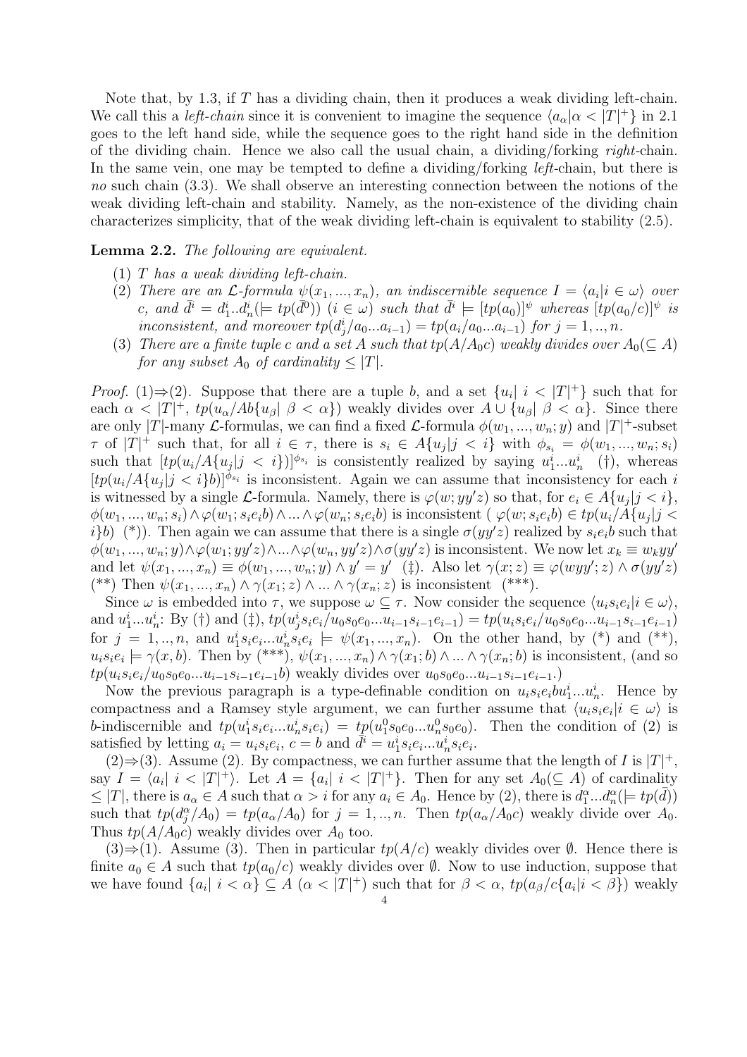Note that, by 1.3, if $T$ has a dividing chain, then it produces a weak dividing left-chain. We call this a *left-chain* since it is convenient to imagine the sequence $\langle a_\alpha | \alpha < |T|^+\rangle$ in 2.1 goes to the left hand side, while the sequence goes to the right hand side in the definition of the dividing chain. Hence we also call the usual chain, a dividing/forking *right*-chain. In the same vein, one may be tempted to define a dividing/forking *left*-chain, but there is *no* such chain (3.3). We shall observe an interesting connection between the notions of the weak dividing left-chain and stability. Namely, as the non-existence of the dividing chain characterizes simplicity, that of the weak dividing left-chain is equivalent to stability (2.5).

**Lemma 2.2.** *The following are equivalent.*

1. *$T$ has a weak dividing left-chain.*
2. *There are an $\mathcal{L}$-formula $\psi(x_1,...,x_n)$, an indiscernible sequence $I = \langle a_i | i \in \omega\rangle$ over $c$, and $\bar{d}^i = d_1^i..d_n^i (\models tp(\bar{d}^0))$ $(i \in \omega)$ such that $\bar{d}^i \models [tp(a_0)]^\psi$ whereas $[tp(a_0/c)]^\psi$ is inconsistent, and moreover $tp(d_j^i/a_0...a_{i-1}) = tp(a_i/a_0...a_{i-1})$ for $j = 1,..,n$.*
3. *There are a finite tuple $c$ and a set $A$ such that $tp(A/A_0c)$ weakly divides over $A_0 (\subseteq A)$ for any subset $A_0$ of cardinality $\leq |T|$.*

*Proof.* (1)⇒(2). Suppose that there are a tuple $b$, and a set $\{u_i |\ i < |T|^+\}$ such that for each $\alpha < |T|^+$, $tp(u_\alpha/Ab\{u_\beta |\ \beta < \alpha\})$ weakly divides over $A \cup \{u_\beta |\ \beta < \alpha\}$. Since there are only $|T|$-many $\mathcal{L}$-formulas, we can find a fixed $\mathcal{L}$-formula $\phi(w_1,...,w_n;y)$ and $|T|^+$-subset $\tau$ of $|T|^+$ such that, for all $i \in \tau$, there is $s_i \in A\{u_j | j < i\}$ with $\phi_{s_i} = \phi(w_1,...,w_n;s_i)$ such that $[tp(u_i/A\{u_j | j < i\})]^{\phi_{s_i}}$ is consistently realized by saying $u_1^i...u_n^i$ (†), whereas $[tp(u_i/A\{u_j | j < i\}b)]^{\phi_{s_i}}$ is inconsistent. Again we can assume that inconsistency for each $i$ is witnessed by a single $\mathcal{L}$-formula. Namely, there is $\varphi(w;yy'z)$ so that, for $e_i \in A\{u_j | j < i\}$, $\phi(w_1,...,w_n;s_i) \wedge \varphi(w_1;s_ie_ib) \wedge ... \wedge \varphi(w_n;s_ie_ib)$ is inconsistent ( $\varphi(w;s_ie_ib) \in tp(u_i/A\{u_j | j < i\}b)$ (\*)). Then again we can assume that there is a single $\sigma(yy'z)$ realized by $s_ie_ib$ such that $\phi(w_1,...,w_n;y) \wedge \varphi(w_1;yy'z) \wedge ... \wedge \varphi(w_n,yy'z) \wedge \sigma(yy'z)$ is inconsistent. We now let $x_k \equiv w_kyy'$ and let $\psi(x_1,...,x_n) \equiv \phi(w_1,...,w_n;y) \wedge y' = y'$ (‡). Also let $\gamma(x;z) \equiv \varphi(wyy';z) \wedge \sigma(yy'z)$ (\*\*) Then $\psi(x_1,...,x_n) \wedge \gamma(x_1;z) \wedge ... \wedge \gamma(x_n;z)$ is inconsistent (\*\*\*).

Since $\omega$ is embedded into $\tau$, we suppose $\omega \subseteq \tau$. Now consider the sequence $\langle u_is_ie_i | i \in \omega\rangle$, and $u_1^i...u_n^i$: By (†) and (‡), $tp(u_j^is_ie_i/u_0s_0e_0...u_{i-1}s_{i-1}e_{i-1}) = tp(u_is_ie_i/u_0s_0e_0...u_{i-1}s_{i-1}e_{i-1})$ for $j = 1,..,n$, and $u_1^is_ie_i...u_n^is_ie_i \models \psi(x_1,...,x_n)$. On the other hand, by (\*) and (\*\*), $u_is_ie_i \models \gamma(x,b)$. Then by (\*\*\*), $\psi(x_1,...,x_n) \wedge \gamma(x_1;b) \wedge ... \wedge \gamma(x_n;b)$ is inconsistent, (and so $tp(u_is_ie_i/u_0s_0e_0...u_{i-1}s_{i-1}e_{i-1}b)$ weakly divides over $u_0s_0e_0...u_{i-1}s_{i-1}e_{i-1}$.)

Now the previous paragraph is a type-definable condition on $u_is_ie_ibu_1^i...u_n^i$. Hence by compactness and a Ramsey style argument, we can further assume that $\langle u_is_ie_i | i \in \omega\rangle$ is $b$-indiscernible and $tp(u_1^is_ie_i...u_n^is_ie_i) = tp(u_1^0s_0e_0...u_n^0s_0e_0)$. Then the condition of (2) is satisfied by letting $a_i = u_is_ie_i$, $c = b$ and $\bar{d}^i = u_1^is_ie_i...u_n^is_ie_i$.

(2)⇒(3). Assume (2). By compactness, we can further assume that the length of $I$ is $|T|^+$, say $I = \langle a_i |\ i < |T|^+\rangle$. Let $A = \{a_i |\ i < |T|^+\}$. Then for any set $A_0 (\subseteq A)$ of cardinality $\leq |T|$, there is $a_\alpha \in A$ such that $\alpha > i$ for any $a_i \in A_0$. Hence by (2), there is $d_1^\alpha...d_n^\alpha (\models tp(\bar{d}))$ such that $tp(d_j^\alpha/A_0) = tp(a_\alpha/A_0)$ for $j = 1,..,n$. Then $tp(a_\alpha/A_0c)$ weakly divide over $A_0$. Thus $tp(A/A_0c)$ weakly divides over $A_0$ too.

(3)⇒(1). Assume (3). Then in particular $tp(A/c)$ weakly divides over $\emptyset$. Hence there is finite $a_0 \in A$ such that $tp(a_0/c)$ weakly divides over $\emptyset$. Now to use induction, suppose that we have found $\{a_i |\ i < \alpha\} \subseteq A$ $(\alpha < |T|^+)$ such that for $\beta < \alpha$, $tp(a_\beta/c\{a_i | i < \beta\})$ weakly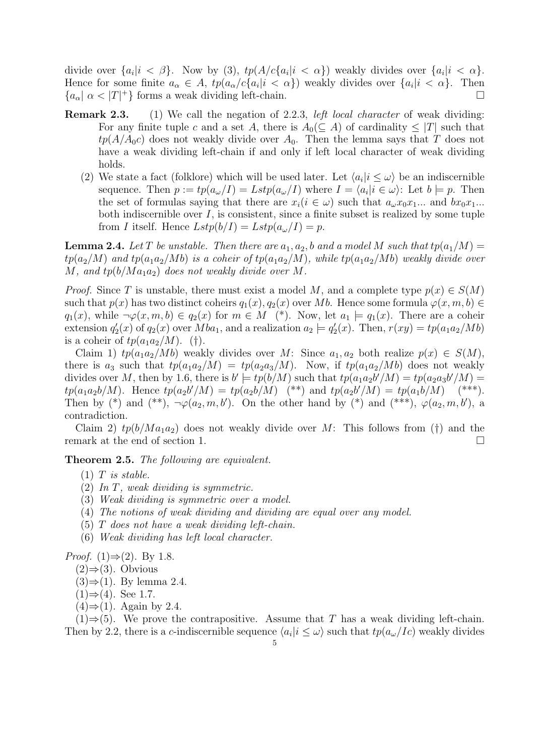divide over $\{a_i | i < \beta\}$. Now by (3), $tp(A/c\{a_i|i < \alpha\})$ weakly divides over $\{a_i|i < \alpha\}$. Hence for some finite $a_\alpha \in A$, $tp(a_\alpha/c\{a_i|i < \alpha\})$ weakly divides over $\{a_i|i < \alpha\}$. Then $\{a_\alpha |\ \alpha < |T|^+\}$ forms a weak dividing left-chain. □

**Remark 2.3.** (1) We call the negation of 2.2.3, *left local character* of weak dividing: For any finite tuple $c$ and a set $A$, there is $A_0 (\subseteq A)$ of cardinality $\leq |T|$ such that $tp(A/A_0 c)$ does not weakly divide over $A_0$. Then the lemma says that $T$ does not have a weak dividing left-chain if and only if left local character of weak dividing holds.

(2) We state a fact (folklore) which will be used later. Let $\langle a_i | i \leq \omega \rangle$ be an indiscernible sequence. Then $p := tp(a_\omega/I) = Lstp(a_\omega/I)$ where $I = \langle a_i | i \in \omega \rangle$: Let $b \models p$. Then the set of formulas saying that there are $x_i (i \in \omega)$ such that $a_\omega x_0 x_1 ...$ and $b x_0 x_1 ...$ both indiscernible over $I$, is consistent, since a finite subset is realized by some tuple from $I$ itself. Hence $Lstp(b/I) = Lstp(a_\omega/I) = p$.

**Lemma 2.4.** *Let $T$ be unstable. Then there are $a_1, a_2, b$ and a model $M$ such that $tp(a_1/M) = tp(a_2/M)$ and $tp(a_1 a_2/Mb)$ is a coheir of $tp(a_1 a_2/M)$, while $tp(a_1 a_2/Mb)$ weakly divide over $M$, and $tp(b/M a_1 a_2)$ does not weakly divide over $M$.*

*Proof.* Since $T$ is unstable, there must exist a model $M$, and a complete type $p(x) \in S(M)$ such that $p(x)$ has two distinct coheirs $q_1(x), q_2(x)$ over $Mb$. Hence some formula $\varphi(x, m, b) \in q_1(x)$, while $\neg\varphi(x, m, b) \in q_2(x)$ for $m \in M$ (\*). Now, let $a_1 \models q_1(x)$. There are a coheir extension $q_2'(x)$ of $q_2(x)$ over $Mba_1$, and a realization $a_2 \models q_2'(x)$. Then, $r(xy) = tp(a_1 a_2/Mb)$ is a coheir of $tp(a_1 a_2/M)$. (†).

Claim 1) $tp(a_1 a_2/Mb)$ weakly divides over $M$: Since $a_1, a_2$ both realize $p(x) \in S(M)$, there is $a_3$ such that $tp(a_1 a_2/M) = tp(a_2 a_3/M)$. Now, if $tp(a_1 a_2/Mb)$ does not weakly divides over $M$, then by 1.6, there is $b' \models tp(b/M)$ such that $tp(a_1 a_2 b'/M) = tp(a_2 a_3 b'/M) = tp(a_1 a_2 b/M)$. Hence $tp(a_2 b'/M) = tp(a_2 b/M)$ (\*\*) and $tp(a_2 b'/M) = tp(a_1 b/M)$ (\*\*\*). Then by (\*) and (\*\*), $\neg\varphi(a_2, m, b')$. On the other hand by (\*) and (\*\*\*), $\varphi(a_2, m, b')$, a contradiction.

Claim 2) $tp(b/Ma_1 a_2)$ does not weakly divide over $M$: This follows from (†) and the remark at the end of section 1. □

**Theorem 2.5.** *The following are equivalent.*

1. *$T$ is stable.*
2. *In $T$, weak dividing is symmetric.*
3. *Weak dividing is symmetric over a model.*
4. *The notions of weak dividing and dividing are equal over any model.*
5. *$T$ does not have a weak dividing left-chain.*
6. *Weak dividing has left local character.*

*Proof.* (1)⇒(2). By 1.8.

(2)⇒(3). Obvious

(3)⇒(1). By lemma 2.4.

(1)⇒(4). See 1.7.

(4)⇒(1). Again by 2.4.

(1)⇒(5). We prove the contrapositive. Assume that $T$ has a weak dividing left-chain. Then by 2.2, there is a $c$-indiscernible sequence $\langle a_i | i \leq \omega \rangle$ such that $tp(a_\omega/Ic)$ weakly divides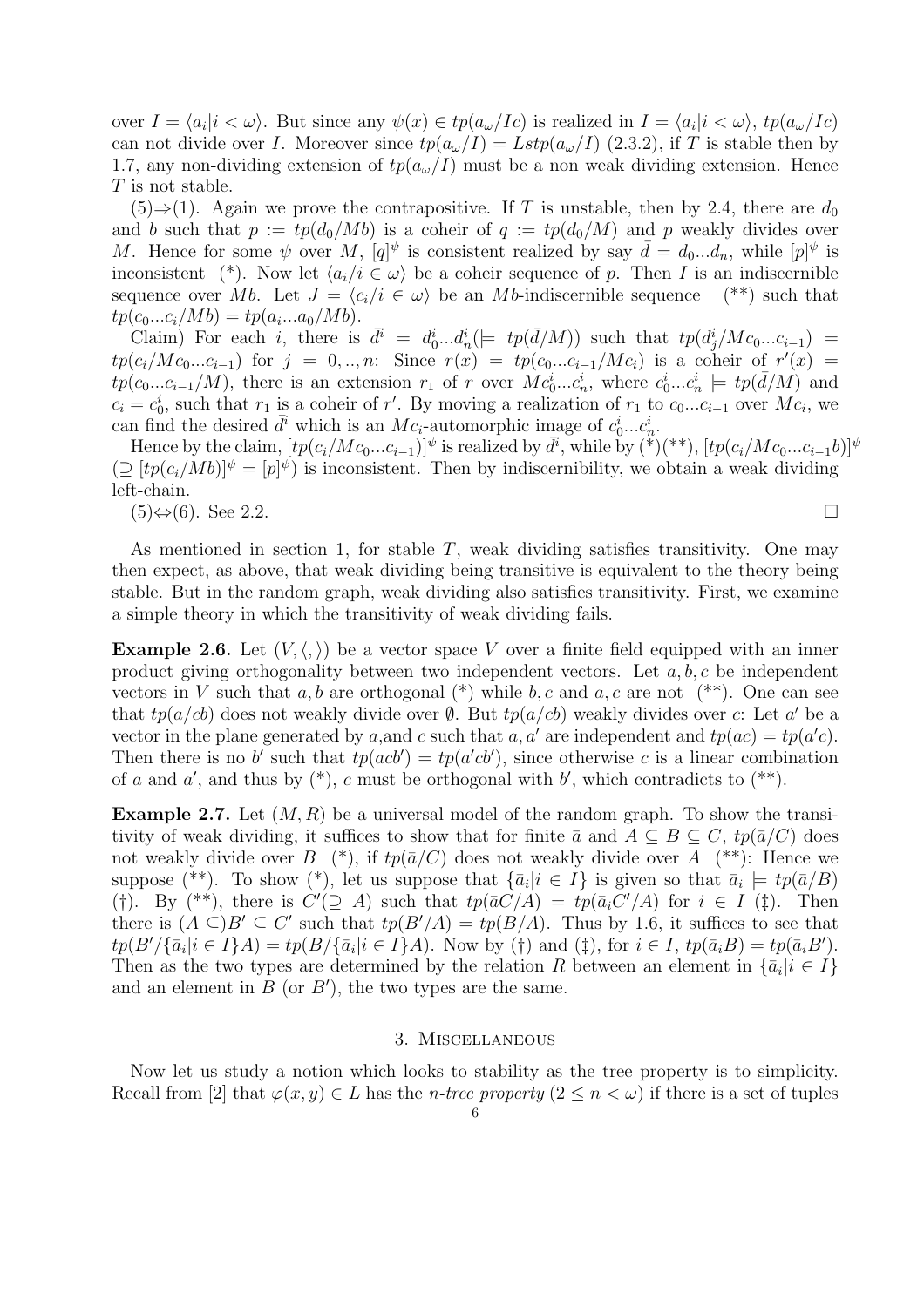over $I = \langle a_i | i < \omega \rangle$. But since any $\psi(x) \in tp(a_\omega/Ic)$ is realized in $I = \langle a_i | i < \omega \rangle$, $tp(a_\omega/Ic)$ can not divide over $I$. Moreover since $tp(a_\omega/I) = Lstp(a_\omega/I)$ (2.3.2), if $T$ is stable then by 1.7, any non-dividing extension of $tp(a_\omega/I)$ must be a non weak dividing extension. Hence $T$ is not stable.

(5)$\Rightarrow$(1). Again we prove the contrapositive. If $T$ is unstable, then by 2.4, there are $d_0$ and $b$ such that $p := tp(d_0/Mb)$ is a coheir of $q := tp(d_0/M)$ and $p$ weakly divides over $M$. Hence for some $\psi$ over $M$, $[q]^\psi$ is consistent realized by say $\bar{d} = d_0 ... d_n$, while $[p]^\psi$ is inconsistent (*). Now let $\langle a_i / i \in \omega \rangle$ be a coheir sequence of $p$. Then $I$ is an indiscernible sequence over $Mb$. Let $J = \langle c_i / i \in \omega \rangle$ be an $Mb$-indiscernible sequence (**) such that $tp(c_0 ... c_i / Mb) = tp(a_i ... a_0 / Mb)$.

Claim) For each $i$, there is $\bar{d}^i = d_0^i ... d_n^i (\models tp(\bar{d}/M))$ such that $tp(d_j^i / Mc_0 ... c_{i-1}) = tp(c_i / Mc_0 ... c_{i-1})$ for $j = 0, .., n$: Since $r(x) = tp(c_0 ... c_{i-1} / Mc_i)$ is a coheir of $r'(x) = tp(c_0 ... c_{i-1} / M)$, there is an extension $r_1$ of $r$ over $Mc_0^i ... c_n^i$, where $c_0^i ... c_n^i \models tp(\bar{d}/M)$ and $c_i = c_0^i$, such that $r_1$ is a coheir of $r'$. By moving a realization of $r_1$ to $c_0 ... c_{i-1}$ over $Mc_i$, we can find the desired $\bar{d}^i$ which is an $Mc_i$-automorphic image of $c_0^i ... c_n^i$.

Hence by the claim, $[tp(c_i / Mc_0 ... c_{i-1})]^\psi$ is realized by $\bar{d}^i$, while by (*)(**), $[tp(c_i / Mc_0 ... c_{i-1} b)]^\psi$ $(\supseteq [tp(c_i / Mb)]^\psi = [p]^\psi)$ is inconsistent. Then by indiscernibility, we obtain a weak dividing left-chain.

(5)$\Leftrightarrow$(6). See 2.2. $\square$

As mentioned in section 1, for stable $T$, weak dividing satisfies transitivity. One may then expect, as above, that weak dividing being transitive is equivalent to the theory being stable. But in the random graph, weak dividing also satisfies transitivity. First, we examine a simple theory in which the transitivity of weak dividing fails.

**Example 2.6.** Let $(V, \langle , \rangle)$ be a vector space $V$ over a finite field equipped with an inner product giving orthogonality between two independent vectors. Let $a, b, c$ be independent vectors in $V$ such that $a, b$ are orthogonal (*) while $b, c$ and $a, c$ are not (**). One can see that $tp(a/cb)$ does not weakly divide over $\emptyset$. But $tp(a/cb)$ weakly divides over $c$: Let $a'$ be a vector in the plane generated by $a$,and $c$ such that $a, a'$ are independent and $tp(ac) = tp(a'c)$. Then there is no $b'$ such that $tp(acb') = tp(a'cb')$, since otherwise $c$ is a linear combination of $a$ and $a'$, and thus by (*), $c$ must be orthogonal with $b'$, which contradicts to (**).

**Example 2.7.** Let $(M, R)$ be a universal model of the random graph. To show the transitivity of weak dividing, it suffices to show that for finite $\bar{a}$ and $A \subseteq B \subseteq C$, $tp(\bar{a}/C)$ does not weakly divide over $B$ (*), if $tp(\bar{a}/C)$ does not weakly divide over $A$ (**): Hence we suppose (**). To show (*), let us suppose that $\{\bar{a}_i | i \in I\}$ is given so that $\bar{a}_i \models tp(\bar{a}/B)$ (†). By (**), there is $C'(\supseteq A)$ such that $tp(\bar{a}C/A) = tp(\bar{a}_i C'/A)$ for $i \in I$ (‡). Then there is $(A \subseteq) B' \subseteq C'$ such that $tp(B'/A) = tp(B/A)$. Thus by 1.6, it suffices to see that $tp(B'/\{\bar{a}_i | i \in I\}A) = tp(B/\{\bar{a}_i | i \in I\}A)$. Now by (†) and (‡), for $i \in I$, $tp(\bar{a}_i B) = tp(\bar{a}_i B')$. Then as the two types are determined by the relation $R$ between an element in $\{\bar{a}_i | i \in I\}$ and an element in $B$ (or $B'$), the two types are the same.

## 3. Miscellaneous

Now let us study a notion which looks to stability as the tree property is to simplicity. Recall from [2] that $\varphi(x, y) \in L$ has the *n-tree property* $(2 \leq n < \omega)$ if there is a set of tuples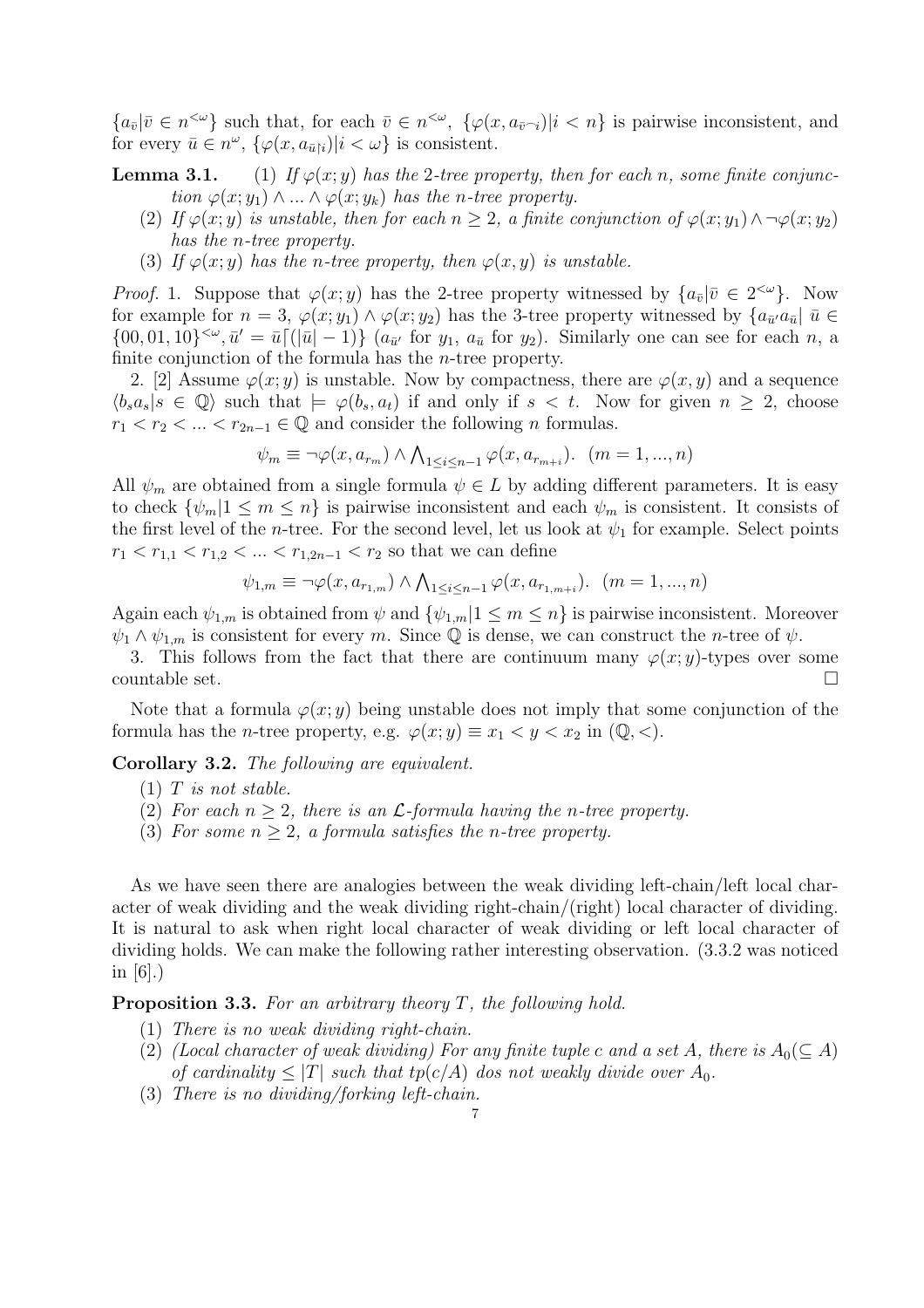$\{a_{\bar{v}}|\bar{v} \in n^{<\omega}\}$ such that, for each $\bar{v} \in n^{<\omega}$, $\{\varphi(x, a_{\bar{v}\frown i})|i < n\}$ is pairwise inconsistent, and for every $\bar{u} \in n^{\omega}$, $\{\varphi(x, a_{\bar{u}\lceil i})|i < \omega\}$ is consistent.

**Lemma 3.1.** 
(1) *If $\varphi(x; y)$ has the 2-tree property, then for each $n$, some finite conjunction $\varphi(x; y_1) \wedge ... \wedge \varphi(x; y_k)$ has the $n$-tree property.*
(2) *If $\varphi(x; y)$ is unstable, then for each $n \geq 2$, a finite conjunction of $\varphi(x; y_1) \wedge \neg\varphi(x; y_2)$ has the $n$-tree property.*
(3) *If $\varphi(x; y)$ has the $n$-tree property, then $\varphi(x, y)$ is unstable.*

*Proof.* 1. Suppose that $\varphi(x; y)$ has the 2-tree property witnessed by $\{a_{\bar{v}}|\bar{v} \in 2^{<\omega}\}$. Now for example for $n = 3$, $\varphi(x; y_1) \wedge \varphi(x; y_2)$ has the 3-tree property witnessed by $\{a_{\bar{u}'}a_{\bar{u}}|\ \bar{u} \in \{00, 01, 10\}^{<\omega}, \bar{u}' = \bar{u}\lceil(|\bar{u}| - 1)\}$ ($a_{\bar{u}'}$ for $y_1$, $a_{\bar{u}}$ for $y_2$). Similarly one can see for each $n$, a finite conjunction of the formula has the $n$-tree property.

2. [2] Assume $\varphi(x; y)$ is unstable. Now by compactness, there are $\varphi(x, y)$ and a sequence $\langle b_s a_s | s \in \mathbb{Q}\rangle$ such that $\models \varphi(b_s, a_t)$ if and only if $s < t$. Now for given $n \geq 2$, choose $r_1 < r_2 < ... < r_{2n-1} \in \mathbb{Q}$ and consider the following $n$ formulas.

$$\psi_m \equiv \neg\varphi(x, a_{r_m}) \wedge \bigwedge_{1 \leq i \leq n-1} \varphi(x, a_{r_{m+i}}).\ \ (m = 1, ..., n)$$

All $\psi_m$ are obtained from a single formula $\psi \in L$ by adding different parameters. It is easy to check $\{\psi_m | 1 \leq m \leq n\}$ is pairwise inconsistent and each $\psi_m$ is consistent. It consists of the first level of the $n$-tree. For the second level, let us look at $\psi_1$ for example. Select points $r_1 < r_{1,1} < r_{1,2} < ... < r_{1,2n-1} < r_2$ so that we can define

$$\psi_{1,m} \equiv \neg\varphi(x, a_{r_{1,m}}) \wedge \bigwedge_{1 \leq i \leq n-1} \varphi(x, a_{r_{1,m+i}}).\ \ (m = 1, ..., n)$$

Again each $\psi_{1,m}$ is obtained from $\psi$ and $\{\psi_{1,m} | 1 \leq m \leq n\}$ is pairwise inconsistent. Moreover $\psi_1 \wedge \psi_{1,m}$ is consistent for every $m$. Since $\mathbb{Q}$ is dense, we can construct the $n$-tree of $\psi$.

3. This follows from the fact that there are continuum many $\varphi(x; y)$-types over some countable set. $\square$

Note that a formula $\varphi(x; y)$ being unstable does not imply that some conjunction of the formula has the $n$-tree property, e.g. $\varphi(x; y) \equiv x_1 < y < x_2$ in $(\mathbb{Q}, <)$.

**Corollary 3.2.** *The following are equivalent.*
(1) *$T$ is not stable.*
(2) *For each $n \geq 2$, there is an $\mathcal{L}$-formula having the $n$-tree property.*
(3) *For some $n \geq 2$, a formula satisfies the $n$-tree property.*

As we have seen there are analogies between the weak dividing left-chain/left local character of weak dividing and the weak dividing right-chain/(right) local character of dividing. It is natural to ask when right local character of weak dividing or left local character of dividing holds. We can make the following rather interesting observation. (3.3.2 was noticed in [6].)

**Proposition 3.3.** *For an arbitrary theory $T$, the following hold.*
(1) *There is no weak dividing right-chain.*
(2) *(Local character of weak dividing) For any finite tuple $c$ and a set $A$, there is $A_0 (\subseteq A)$ of cardinality $\leq |T|$ such that $tp(c/A)$ dos not weakly divide over $A_0$.*
(3) *There is no dividing/forking left-chain.*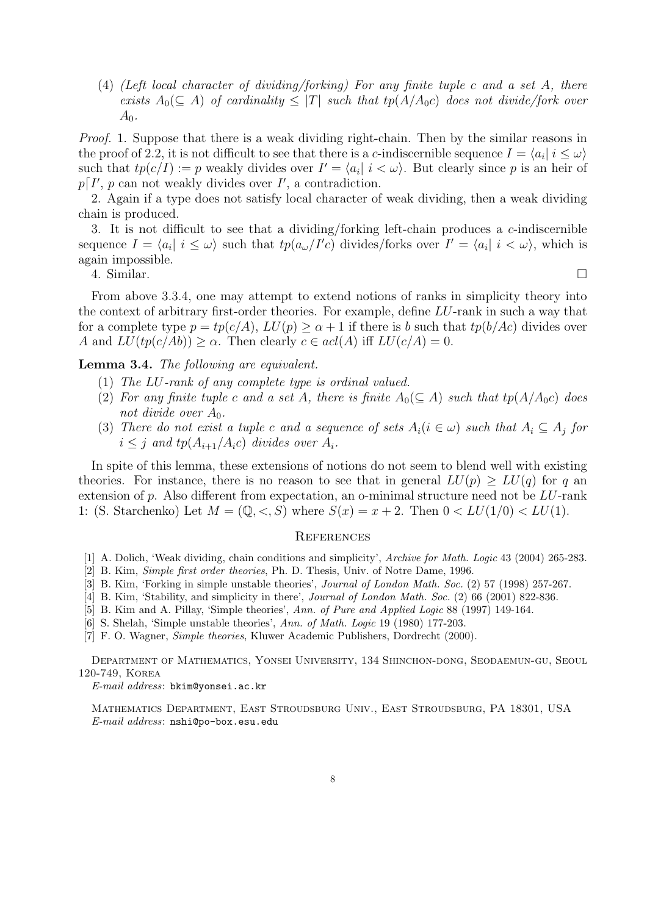(4) *(Left local character of dividing/forking) For any finite tuple $c$ and a set $A$, there exists $A_0(\subseteq A)$ of cardinality $\leq |T|$ such that $tp(A/A_0c)$ does not divide/fork over $A_0$.*

*Proof.* 1. Suppose that there is a weak dividing right-chain. Then by the similar reasons in the proof of 2.2, it is not difficult to see that there is a $c$-indiscernible sequence $I = \langle a_i | \ i \leq \omega \rangle$ such that $tp(c/I) := p$ weakly divides over $I' = \langle a_i | \ i < \omega \rangle$. But clearly since $p$ is an heir of $p\lceil I'$, $p$ can not weakly divides over $I'$, a contradiction.

2. Again if a type does not satisfy local character of weak dividing, then a weak dividing chain is produced.

3. It is not difficult to see that a dividing/forking left-chain produces a $c$-indiscernible sequence $I = \langle a_i | \ i \leq \omega \rangle$ such that $tp(a_\omega / I'c)$ divides/forks over $I' = \langle a_i | \ i < \omega \rangle$, which is again impossible.

4. Similar. □

From above 3.3.4, one may attempt to extend notions of ranks in simplicity theory into the context of arbitrary first-order theories. For example, define $LU$-rank in such a way that for a complete type $p = tp(c/A)$, $LU(p) \geq \alpha + 1$ if there is $b$ such that $tp(b/Ac)$ divides over $A$ and $LU(tp(c/Ab)) \geq \alpha$. Then clearly $c \in acl(A)$ iff $LU(c/A) = 0$.

**Lemma 3.4.** *The following are equivalent.*

(1) *The $LU$-rank of any complete type is ordinal valued.*

(2) *For any finite tuple $c$ and a set $A$, there is finite $A_0(\subseteq A)$ such that $tp(A/A_0c)$ does not divide over $A_0$.*

(3) *There do not exist a tuple $c$ and a sequence of sets $A_i (i \in \omega)$ such that $A_i \subseteq A_j$ for $i \leq j$ and $tp(A_{i+1}/A_ic)$ divides over $A_i$.*

In spite of this lemma, these extensions of notions do not seem to blend well with existing theories. For instance, there is no reason to see that in general $LU(p) \geq LU(q)$ for $q$ an extension of $p$. Also different from expectation, an o-minimal structure need not be $LU$-rank 1: (S. Starchenko) Let $M = (\mathbb{Q}, <, S)$ where $S(x) = x + 2$. Then $0 < LU(1/0) < LU(1)$.

## References

[1] A. Dolich, 'Weak dividing, chain conditions and simplicity', *Archive for Math. Logic* 43 (2004) 265-283.

[2] B. Kim, *Simple first order theories*, Ph. D. Thesis, Univ. of Notre Dame, 1996.

[3] B. Kim, 'Forking in simple unstable theories', *Journal of London Math. Soc.* (2) 57 (1998) 257-267.

[4] B. Kim, 'Stability, and simplicity in there', *Journal of London Math. Soc.* (2) 66 (2001) 822-836.

[5] B. Kim and A. Pillay, 'Simple theories', *Ann. of Pure and Applied Logic* 88 (1997) 149-164.

[6] S. Shelah, 'Simple unstable theories', *Ann. of Math. Logic* 19 (1980) 177-203.

[7] F. O. Wagner, *Simple theories*, Kluwer Academic Publishers, Dordrecht (2000).

Department of Mathematics, Yonsei University, 134 Shinchon-dong, Seodaemun-gu, Seoul 120-749, Korea

*E-mail address*: bkim@yonsei.ac.kr

Mathematics Department, East Stroudsburg Univ., East Stroudsburg, PA 18301, USA

*E-mail address*: nshi@po-box.esu.edu